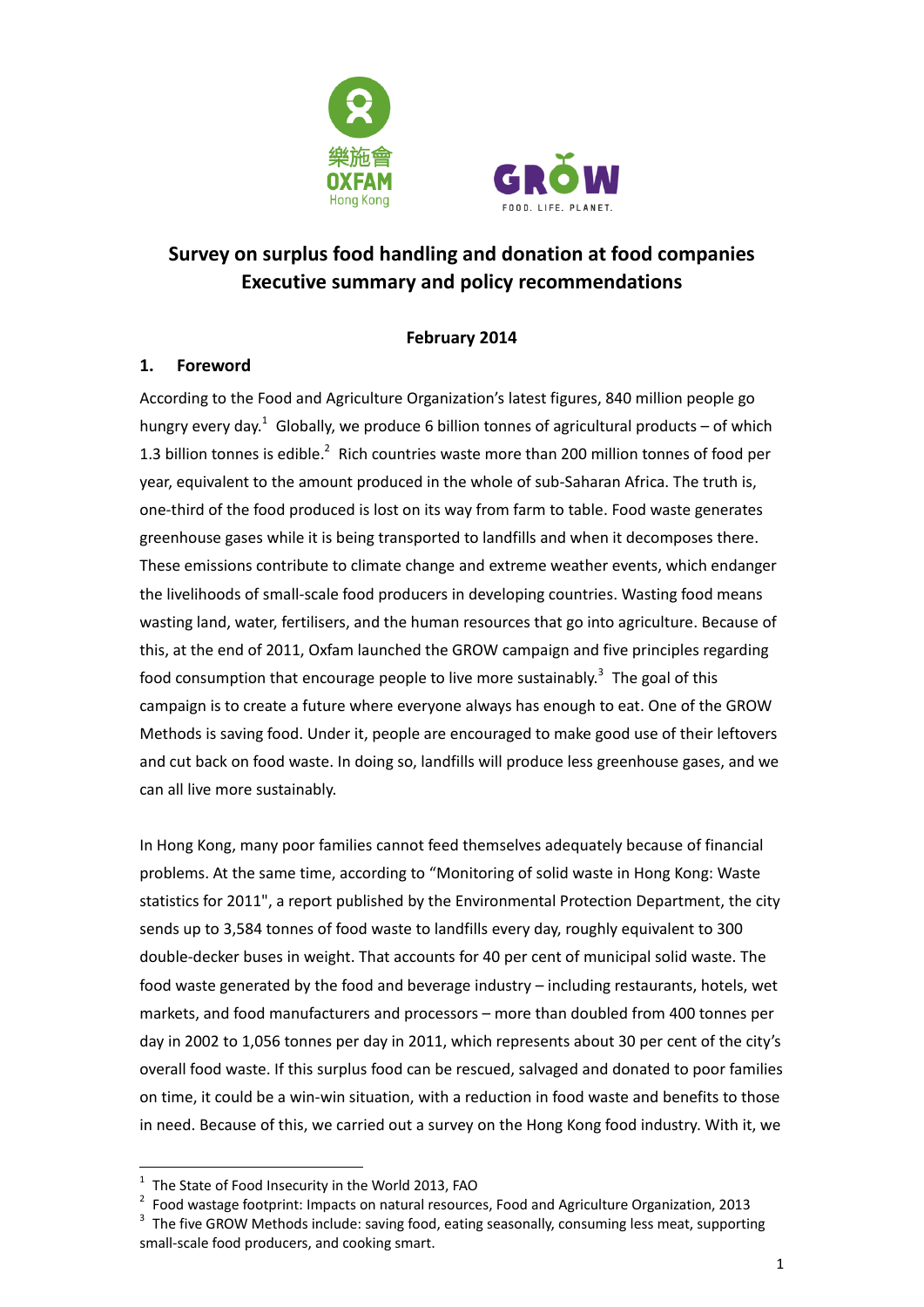# Survey on surplus food handling and donation at food companies
# Executive summary and policy recommendations

**February 2014**

## 1. Foreword

According to the Food and Agriculture Organization's latest figures, 840 million people go hungry every day.[1] Globally, we produce 6 billion tonnes of agricultural products – of which 1.3 billion tonnes is edible.[2] Rich countries waste more than 200 million tonnes of food per year, equivalent to the amount produced in the whole of sub-Saharan Africa. The truth is, one-third of the food produced is lost on its way from farm to table. Food waste generates greenhouse gases while it is being transported to landfills and when it decomposes there. These emissions contribute to climate change and extreme weather events, which endanger the livelihoods of small-scale food producers in developing countries. Wasting food means wasting land, water, fertilisers, and the human resources that go into agriculture. Because of this, at the end of 2011, Oxfam launched the GROW campaign and five principles regarding food consumption that encourage people to live more sustainably.[3] The goal of this campaign is to create a future where everyone always has enough to eat. One of the GROW Methods is saving food. Under it, people are encouraged to make good use of their leftovers and cut back on food waste. In doing so, landfills will produce less greenhouse gases, and we can all live more sustainably.

In Hong Kong, many poor families cannot feed themselves adequately because of financial problems. At the same time, according to "Monitoring of solid waste in Hong Kong: Waste statistics for 2011", a report published by the Environmental Protection Department, the city sends up to 3,584 tonnes of food waste to landfills every day, roughly equivalent to 300 double-decker buses in weight. That accounts for 40 per cent of municipal solid waste. The food waste generated by the food and beverage industry – including restaurants, hotels, wet markets, and food manufacturers and processors – more than doubled from 400 tonnes per day in 2002 to 1,056 tonnes per day in 2011, which represents about 30 per cent of the city's overall food waste. If this surplus food can be rescued, salvaged and donated to poor families on time, it could be a win-win situation, with a reduction in food waste and benefits to those in need. Because of this, we carried out a survey on the Hong Kong food industry. With it, we

---

[1] The State of Food Insecurity in the World 2013, FAO

[2] Food wastage footprint: Impacts on natural resources, Food and Agriculture Organization, 2013

[3] The five GROW Methods include: saving food, eating seasonally, consuming less meat, supporting small-scale food producers, and cooking smart.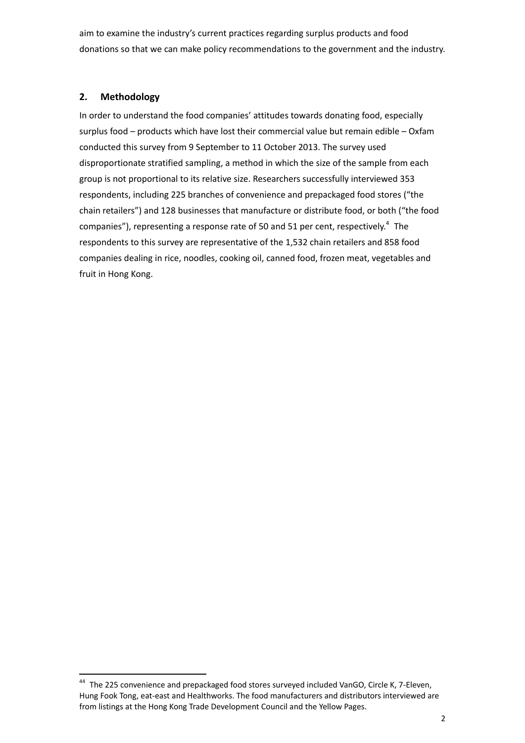aim to examine the industry's current practices regarding surplus products and food donations so that we can make policy recommendations to the government and the industry.

## 2. Methodology

In order to understand the food companies' attitudes towards donating food, especially surplus food – products which have lost their commercial value but remain edible – Oxfam conducted this survey from 9 September to 11 October 2013. The survey used disproportionate stratified sampling, a method in which the size of the sample from each group is not proportional to its relative size. Researchers successfully interviewed 353 respondents, including 225 branches of convenience and prepackaged food stores ("the chain retailers") and 128 businesses that manufacture or distribute food, or both ("the food companies"), representing a response rate of 50 and 51 per cent, respectively.[4] The respondents to this survey are representative of the 1,532 chain retailers and 858 food companies dealing in rice, noodles, cooking oil, canned food, frozen meat, vegetables and fruit in Hong Kong.

---

[44] The 225 convenience and prepackaged food stores surveyed included VanGO, Circle K, 7-Eleven, Hung Fook Tong, eat-east and Healthworks. The food manufacturers and distributors interviewed are from listings at the Hong Kong Trade Development Council and the Yellow Pages.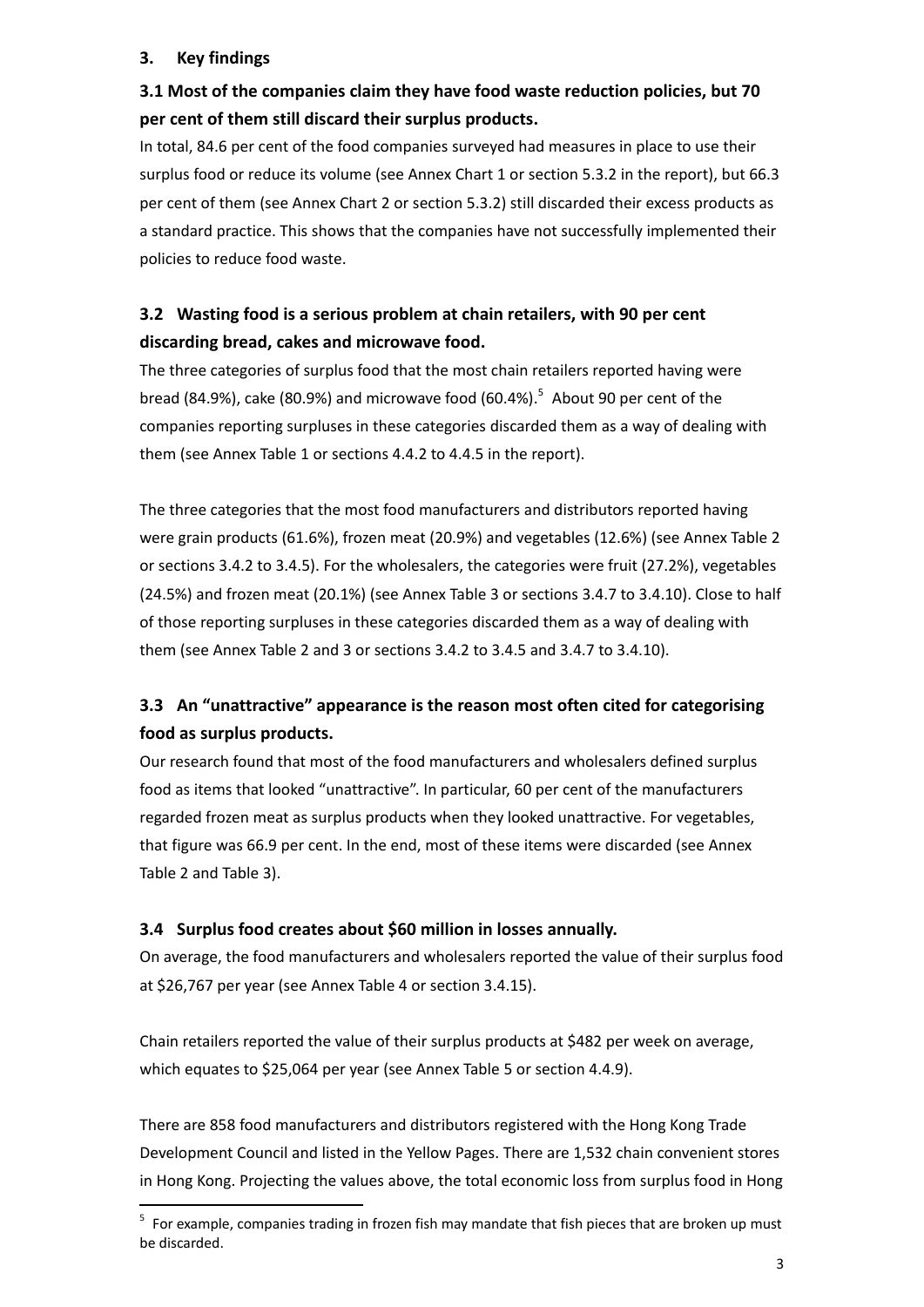## 3. Key findings

### 3.1 Most of the companies claim they have food waste reduction policies, but 70 per cent of them still discard their surplus products.

In total, 84.6 per cent of the food companies surveyed had measures in place to use their surplus food or reduce its volume (see Annex Chart 1 or section 5.3.2 in the report), but 66.3 per cent of them (see Annex Chart 2 or section 5.3.2) still discarded their excess products as a standard practice. This shows that the companies have not successfully implemented their policies to reduce food waste.

### 3.2 Wasting food is a serious problem at chain retailers, with 90 per cent discarding bread, cakes and microwave food.

The three categories of surplus food that the most chain retailers reported having were bread (84.9%), cake (80.9%) and microwave food (60.4%).[5] About 90 per cent of the companies reporting surpluses in these categories discarded them as a way of dealing with them (see Annex Table 1 or sections 4.4.2 to 4.4.5 in the report).

The three categories that the most food manufacturers and distributors reported having were grain products (61.6%), frozen meat (20.9%) and vegetables (12.6%) (see Annex Table 2 or sections 3.4.2 to 3.4.5). For the wholesalers, the categories were fruit (27.2%), vegetables (24.5%) and frozen meat (20.1%) (see Annex Table 3 or sections 3.4.7 to 3.4.10). Close to half of those reporting surpluses in these categories discarded them as a way of dealing with them (see Annex Table 2 and 3 or sections 3.4.2 to 3.4.5 and 3.4.7 to 3.4.10).

### 3.3 An "unattractive" appearance is the reason most often cited for categorising food as surplus products.

Our research found that most of the food manufacturers and wholesalers defined surplus food as items that looked "unattractive". In particular, 60 per cent of the manufacturers regarded frozen meat as surplus products when they looked unattractive. For vegetables, that figure was 66.9 per cent. In the end, most of these items were discarded (see Annex Table 2 and Table 3).

### 3.4 Surplus food creates about $60 million in losses annually.

On average, the food manufacturers and wholesalers reported the value of their surplus food at $26,767 per year (see Annex Table 4 or section 3.4.15).

Chain retailers reported the value of their surplus products at $482 per week on average, which equates to $25,064 per year (see Annex Table 5 or section 4.4.9).

There are 858 food manufacturers and distributors registered with the Hong Kong Trade Development Council and listed in the Yellow Pages. There are 1,532 chain convenient stores in Hong Kong. Projecting the values above, the total economic loss from surplus food in Hong

[5] For example, companies trading in frozen fish may mandate that fish pieces that are broken up must be discarded.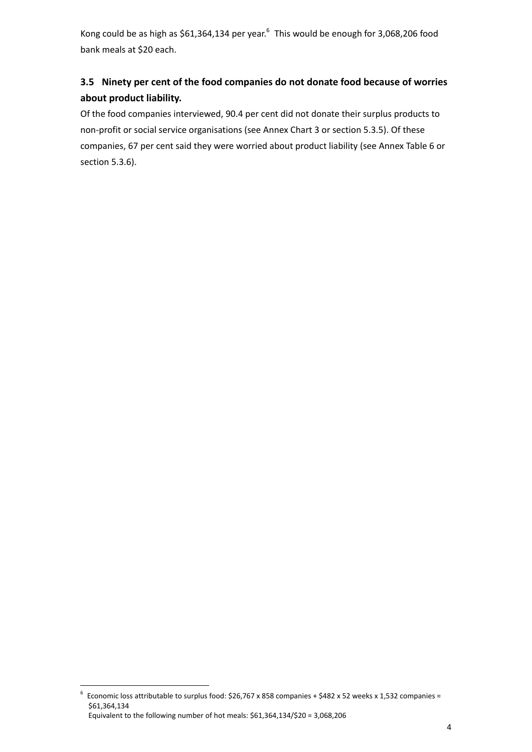Kong could be as high as $61,364,134 per year.[6] This would be enough for 3,068,206 food bank meals at $20 each.

### 3.5 Ninety per cent of the food companies do not donate food because of worries about product liability.

Of the food companies interviewed, 90.4 per cent did not donate their surplus products to non-profit or social service organisations (see Annex Chart 3 or section 5.3.5). Of these companies, 67 per cent said they were worried about product liability (see Annex Table 6 or section 5.3.6).

---

[6] Economic loss attributable to surplus food: $26,767 x 858 companies + $482 x 52 weeks x 1,532 companies = $61,364,134
Equivalent to the following number of hot meals: $61,364,134/$20 = 3,068,206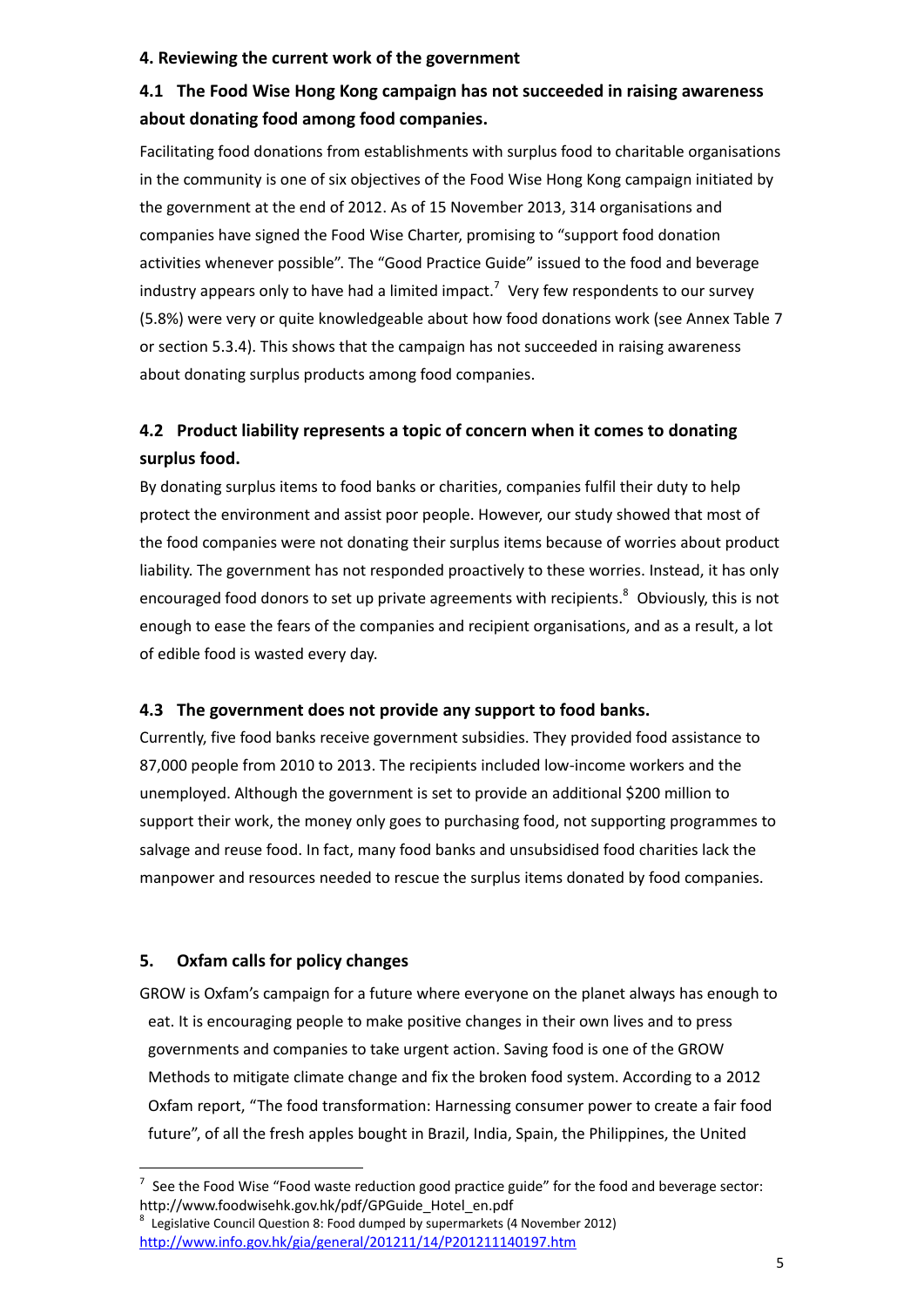## 4. Reviewing the current work of the government

### 4.1 The Food Wise Hong Kong campaign has not succeeded in raising awareness about donating food among food companies.

Facilitating food donations from establishments with surplus food to charitable organisations in the community is one of six objectives of the Food Wise Hong Kong campaign initiated by the government at the end of 2012. As of 15 November 2013, 314 organisations and companies have signed the Food Wise Charter, promising to "support food donation activities whenever possible". The "Good Practice Guide" issued to the food and beverage industry appears only to have had a limited impact.[7] Very few respondents to our survey (5.8%) were very or quite knowledgeable about how food donations work (see Annex Table 7 or section 5.3.4). This shows that the campaign has not succeeded in raising awareness about donating surplus products among food companies.

### 4.2 Product liability represents a topic of concern when it comes to donating surplus food.

By donating surplus items to food banks or charities, companies fulfil their duty to help protect the environment and assist poor people. However, our study showed that most of the food companies were not donating their surplus items because of worries about product liability. The government has not responded proactively to these worries. Instead, it has only encouraged food donors to set up private agreements with recipients.[8] Obviously, this is not enough to ease the fears of the companies and recipient organisations, and as a result, a lot of edible food is wasted every day.

### 4.3 The government does not provide any support to food banks.

Currently, five food banks receive government subsidies. They provided food assistance to 87,000 people from 2010 to 2013. The recipients included low-income workers and the unemployed. Although the government is set to provide an additional $200 million to support their work, the money only goes to purchasing food, not supporting programmes to salvage and reuse food. In fact, many food banks and unsubsidised food charities lack the manpower and resources needed to rescue the surplus items donated by food companies.

## 5. Oxfam calls for policy changes

GROW is Oxfam's campaign for a future where everyone on the planet always has enough to eat. It is encouraging people to make positive changes in their own lives and to press governments and companies to take urgent action. Saving food is one of the GROW Methods to mitigate climate change and fix the broken food system. According to a 2012 Oxfam report, "The food transformation: Harnessing consumer power to create a fair food future", of all the fresh apples bought in Brazil, India, Spain, the Philippines, the United

---

[7] See the Food Wise "Food waste reduction good practice guide" for the food and beverage sector: http://www.foodwisehk.gov.hk/pdf/GPGuide_Hotel_en.pdf

[8] Legislative Council Question 8: Food dumped by supermarkets (4 November 2012) http://www.info.gov.hk/gia/general/201211/14/P201211140197.htm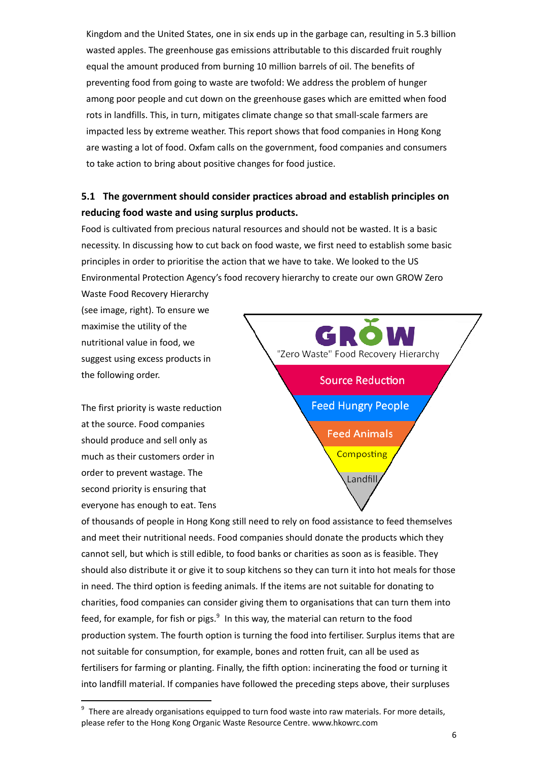Kingdom and the United States, one in six ends up in the garbage can, resulting in 5.3 billion wasted apples. The greenhouse gas emissions attributable to this discarded fruit roughly equal the amount produced from burning 10 million barrels of oil. The benefits of preventing food from going to waste are twofold: We address the problem of hunger among poor people and cut down on the greenhouse gases which are emitted when food rots in landfills. This, in turn, mitigates climate change so that small-scale farmers are impacted less by extreme weather. This report shows that food companies in Hong Kong are wasting a lot of food. Oxfam calls on the government, food companies and consumers to take action to bring about positive changes for food justice.

### 5.1 The government should consider practices abroad and establish principles on reducing food waste and using surplus products.

Food is cultivated from precious natural resources and should not be wasted. It is a basic necessity. In discussing how to cut back on food waste, we first need to establish some basic principles in order to prioritise the action that we have to take. We looked to the US Environmental Protection Agency's food recovery hierarchy to create our own GROW Zero Waste Food Recovery Hierarchy (see image, right). To ensure we maximise the utility of the nutritional value in food, we suggest using excess products in the following order.

GROW

"Zero Waste" Food Recovery Hierarchy

- Source Reduction
- Feed Hungry People
- Feed Animals
- Composting
- Landfill

The first priority is waste reduction at the source. Food companies should produce and sell only as much as their customers order in order to prevent wastage. The second priority is ensuring that everyone has enough to eat. Tens of thousands of people in Hong Kong still need to rely on food assistance to feed themselves and meet their nutritional needs. Food companies should donate the products which they cannot sell, but which is still edible, to food banks or charities as soon as is feasible. They should also distribute it or give it to soup kitchens so they can turn it into hot meals for those in need. The third option is feeding animals. If the items are not suitable for donating to charities, food companies can consider giving them to organisations that can turn them into feed, for example, for fish or pigs.[9] In this way, the material can return to the food production system. The fourth option is turning the food into fertiliser. Surplus items that are not suitable for consumption, for example, bones and rotten fruit, can all be used as fertilisers for farming or planting. Finally, the fifth option: incinerating the food or turning it into landfill material. If companies have followed the preceding steps above, their surpluses

---

[9] There are already organisations equipped to turn food waste into raw materials. For more details, please refer to the Hong Kong Organic Waste Resource Centre. www.hkowrc.com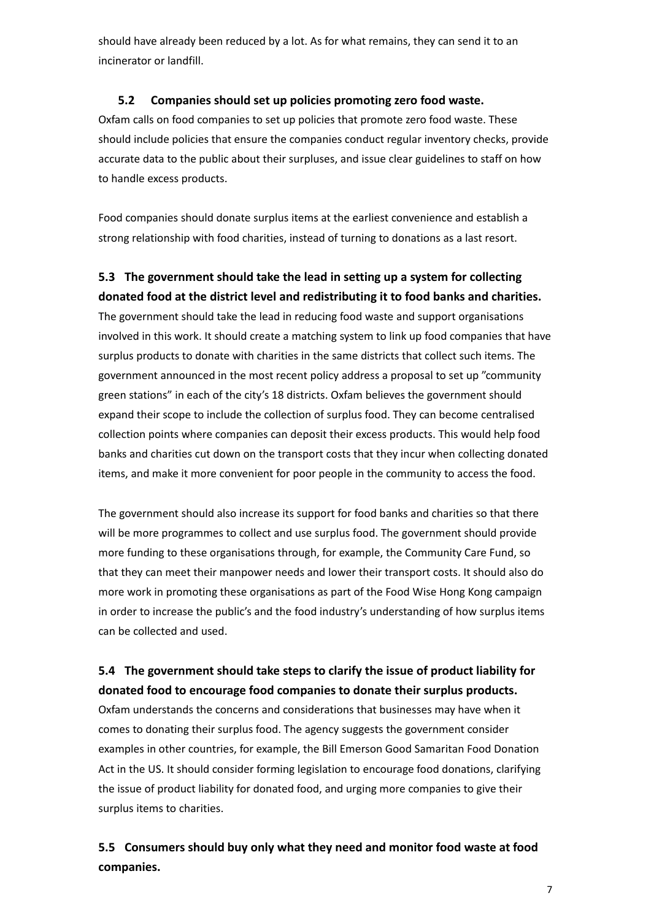should have already been reduced by a lot. As for what remains, they can send it to an incinerator or landfill.

### 5.2 Companies should set up policies promoting zero food waste.

Oxfam calls on food companies to set up policies that promote zero food waste. These should include policies that ensure the companies conduct regular inventory checks, provide accurate data to the public about their surpluses, and issue clear guidelines to staff on how to handle excess products.

Food companies should donate surplus items at the earliest convenience and establish a strong relationship with food charities, instead of turning to donations as a last resort.

### 5.3 The government should take the lead in setting up a system for collecting donated food at the district level and redistributing it to food banks and charities.

The government should take the lead in reducing food waste and support organisations involved in this work. It should create a matching system to link up food companies that have surplus products to donate with charities in the same districts that collect such items. The government announced in the most recent policy address a proposal to set up "community green stations" in each of the city's 18 districts. Oxfam believes the government should expand their scope to include the collection of surplus food. They can become centralised collection points where companies can deposit their excess products. This would help food banks and charities cut down on the transport costs that they incur when collecting donated items, and make it more convenient for poor people in the community to access the food.

The government should also increase its support for food banks and charities so that there will be more programmes to collect and use surplus food. The government should provide more funding to these organisations through, for example, the Community Care Fund, so that they can meet their manpower needs and lower their transport costs. It should also do more work in promoting these organisations as part of the Food Wise Hong Kong campaign in order to increase the public's and the food industry's understanding of how surplus items can be collected and used.

### 5.4 The government should take steps to clarify the issue of product liability for donated food to encourage food companies to donate their surplus products.

Oxfam understands the concerns and considerations that businesses may have when it comes to donating their surplus food. The agency suggests the government consider examples in other countries, for example, the Bill Emerson Good Samaritan Food Donation Act in the US. It should consider forming legislation to encourage food donations, clarifying the issue of product liability for donated food, and urging more companies to give their surplus items to charities.

### 5.5 Consumers should buy only what they need and monitor food waste at food companies.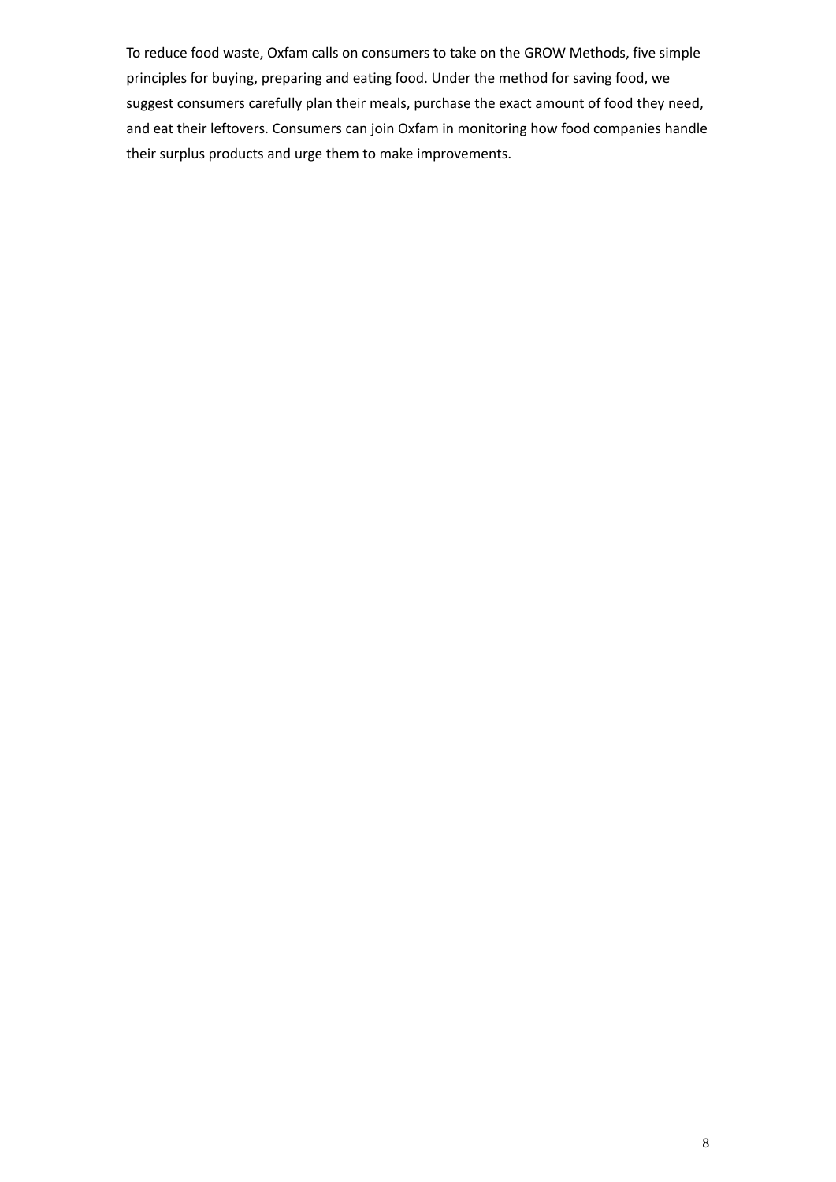To reduce food waste, Oxfam calls on consumers to take on the GROW Methods, five simple principles for buying, preparing and eating food. Under the method for saving food, we suggest consumers carefully plan their meals, purchase the exact amount of food they need, and eat their leftovers. Consumers can join Oxfam in monitoring how food companies handle their surplus products and urge them to make improvements.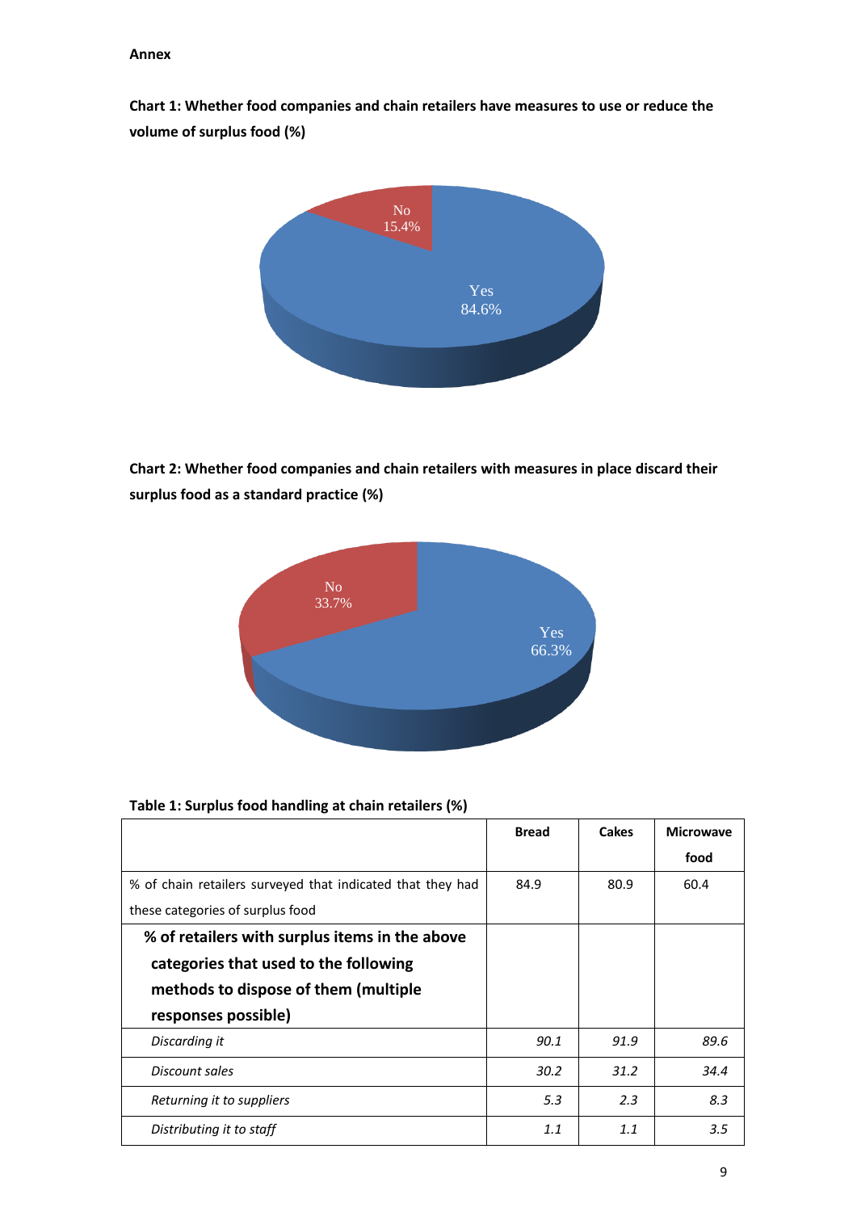**Annex**

**Chart 1: Whether food companies and chain retailers have measures to use or reduce the volume of surplus food (%)**

No 15.4%

Yes 84.6%

**Chart 2: Whether food companies and chain retailers with measures in place discard their surplus food as a standard practice (%)**

No 33.7%

Yes 66.3%

**Table 1: Surplus food handling at chain retailers (%)**

| | Bread | Cakes | Microwave food |
|---|---|---|---|
| % of chain retailers surveyed that indicated that they had these categories of surplus food | 84.9 | 80.9 | 60.4 |
| **% of retailers with surplus items in the above categories that used to the following methods to dispose of them (multiple responses possible)** | | | |
| *Discarding it* | *90.1* | *91.9* | *89.6* |
| *Discount sales* | *30.2* | *31.2* | *34.4* |
| *Returning it to suppliers* | *5.3* | *2.3* | *8.3* |
| *Distributing it to staff* | *1.1* | *1.1* | *3.5* |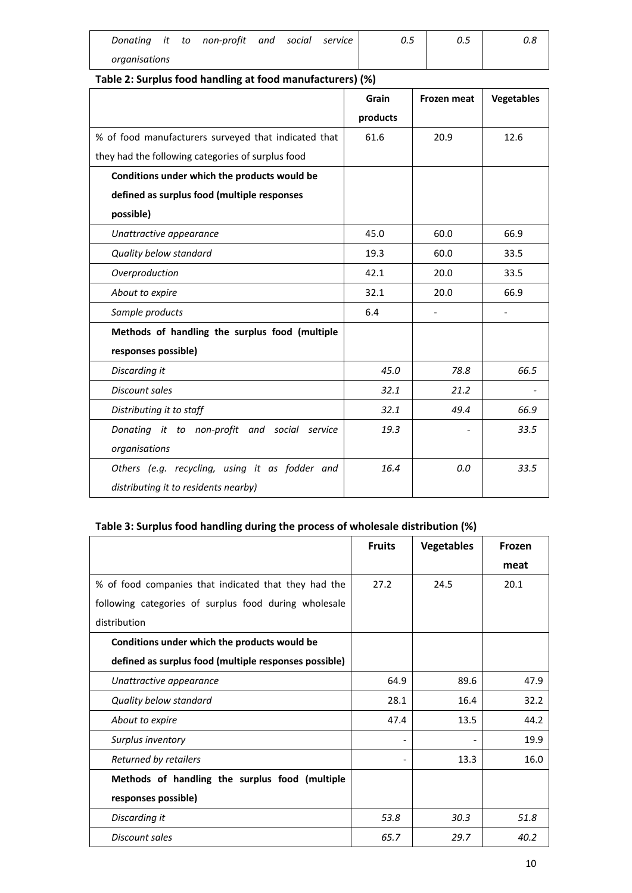| | | | |
|---|---|---|---|
| *Donating it to non-profit and social service organisations* | *0.5* | *0.5* | *0.8* |

**Table 2: Surplus food handling at food manufacturers) (%)**

| | Grain products | Frozen meat | Vegetables |
|---|---|---|---|
| % of food manufacturers surveyed that indicated that they had the following categories of surplus food | 61.6 | 20.9 | 12.6 |
| **Conditions under which the products would be defined as surplus food (multiple responses possible)** | | | |
| *Unattractive appearance* | 45.0 | 60.0 | 66.9 |
| *Quality below standard* | 19.3 | 60.0 | 33.5 |
| *Overproduction* | 42.1 | 20.0 | 33.5 |
| *About to expire* | 32.1 | 20.0 | 66.9 |
| *Sample products* | 6.4 | - | - |
| **Methods of handling the surplus food (multiple responses possible)** | | | |
| *Discarding it* | *45.0* | *78.8* | *66.5* |
| *Discount sales* | *32.1* | *21.2* | - |
| *Distributing it to staff* | *32.1* | *49.4* | *66.9* |
| *Donating it to non-profit and social service organisations* | *19.3* | - | *33.5* |
| *Others (e.g. recycling, using it as fodder and distributing it to residents nearby)* | *16.4* | *0.0* | *33.5* |

**Table 3: Surplus food handling during the process of wholesale distribution (%)**

| | Fruits | Vegetables | Frozen meat |
|---|---|---|---|
| % of food companies that indicated that they had the following categories of surplus food during wholesale distribution | 27.2 | 24.5 | 20.1 |
| **Conditions under which the products would be defined as surplus food (multiple responses possible)** | | | |
| *Unattractive appearance* | 64.9 | 89.6 | 47.9 |
| *Quality below standard* | 28.1 | 16.4 | 32.2 |
| *About to expire* | 47.4 | 13.5 | 44.2 |
| *Surplus inventory* | - | - | 19.9 |
| *Returned by retailers* | - | 13.3 | 16.0 |
| **Methods of handling the surplus food (multiple responses possible)** | | | |
| *Discarding it* | *53.8* | *30.3* | *51.8* |
| *Discount sales* | *65.7* | *29.7* | *40.2* |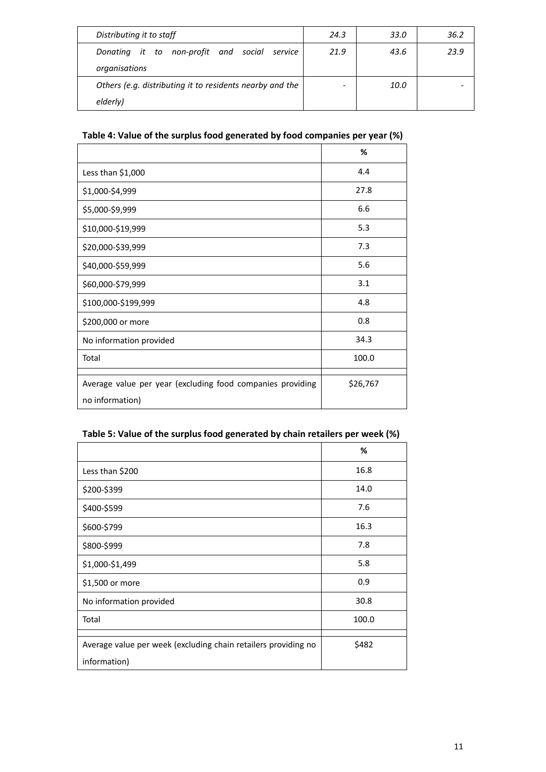| | | | |
|---|---|---|---|
| *Distributing it to staff* | *24.3* | *33.0* | *36.2* |
| *Donating it to non-profit and social service organisations* | *21.9* | *43.6* | *23.9* |
| *Others (e.g. distributing it to residents nearby and the elderly)* | - | *10.0* | - |

**Table 4: Value of the surplus food generated by food companies per year (%)**

| | % |
|---|---|
| Less than $1,000 | 4.4 |
| $1,000-$4,999 | 27.8 |
| $5,000-$9,999 | 6.6 |
| $10,000-$19,999 | 5.3 |
| $20,000-$39,999 | 7.3 |
| $40,000-$59,999 | 5.6 |
| $60,000-$79,999 | 3.1 |
| $100,000-$199,999 | 4.8 |
| $200,000 or more | 0.8 |
| No information provided | 34.3 |
| Total | 100.0 |
| | |
| Average value per year (excluding food companies providing no information) | $26,767 |

**Table 5: Value of the surplus food generated by chain retailers per week (%)**

| | % |
|---|---|
| Less than $200 | 16.8 |
| $200-$399 | 14.0 |
| $400-$599 | 7.6 |
| $600-$799 | 16.3 |
| $800-$999 | 7.8 |
| $1,000-$1,499 | 5.8 |
| $1,500 or more | 0.9 |
| No information provided | 30.8 |
| Total | 100.0 |
| | |
| Average value per week (excluding chain retailers providing no information) | $482 |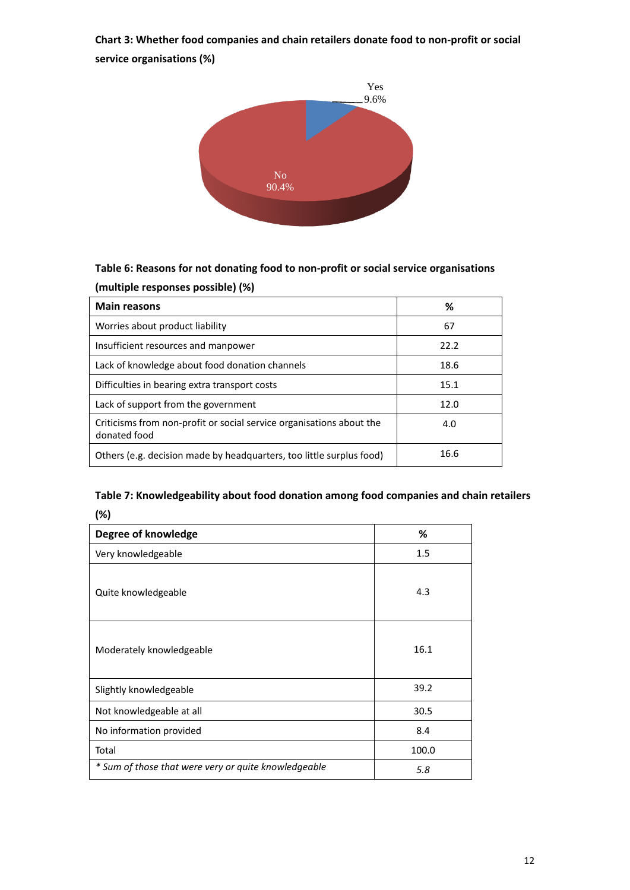**Chart 3: Whether food companies and chain retailers donate food to non-profit or social service organisations (%)**

Yes
9.6%

No
90.4%

**Table 6: Reasons for not donating food to non-profit or social service organisations (multiple responses possible) (%)**

| Main reasons | % |
|---|---|
| Worries about product liability | 67 |
| Insufficient resources and manpower | 22.2 |
| Lack of knowledge about food donation channels | 18.6 |
| Difficulties in bearing extra transport costs | 15.1 |
| Lack of support from the government | 12.0 |
| Criticisms from non-profit or social service organisations about the donated food | 4.0 |
| Others (e.g. decision made by headquarters, too little surplus food) | 16.6 |

**Table 7: Knowledgeability about food donation among food companies and chain retailers (%)**

| Degree of knowledge | % |
|---|---|
| Very knowledgeable | 1.5 |
| Quite knowledgeable | 4.3 |
| Moderately knowledgeable | 16.1 |
| Slightly knowledgeable | 39.2 |
| Not knowledgeable at all | 30.5 |
| No information provided | 8.4 |
| Total | 100.0 |
| *\* Sum of those that were very or quite knowledgeable* | *5.8* |